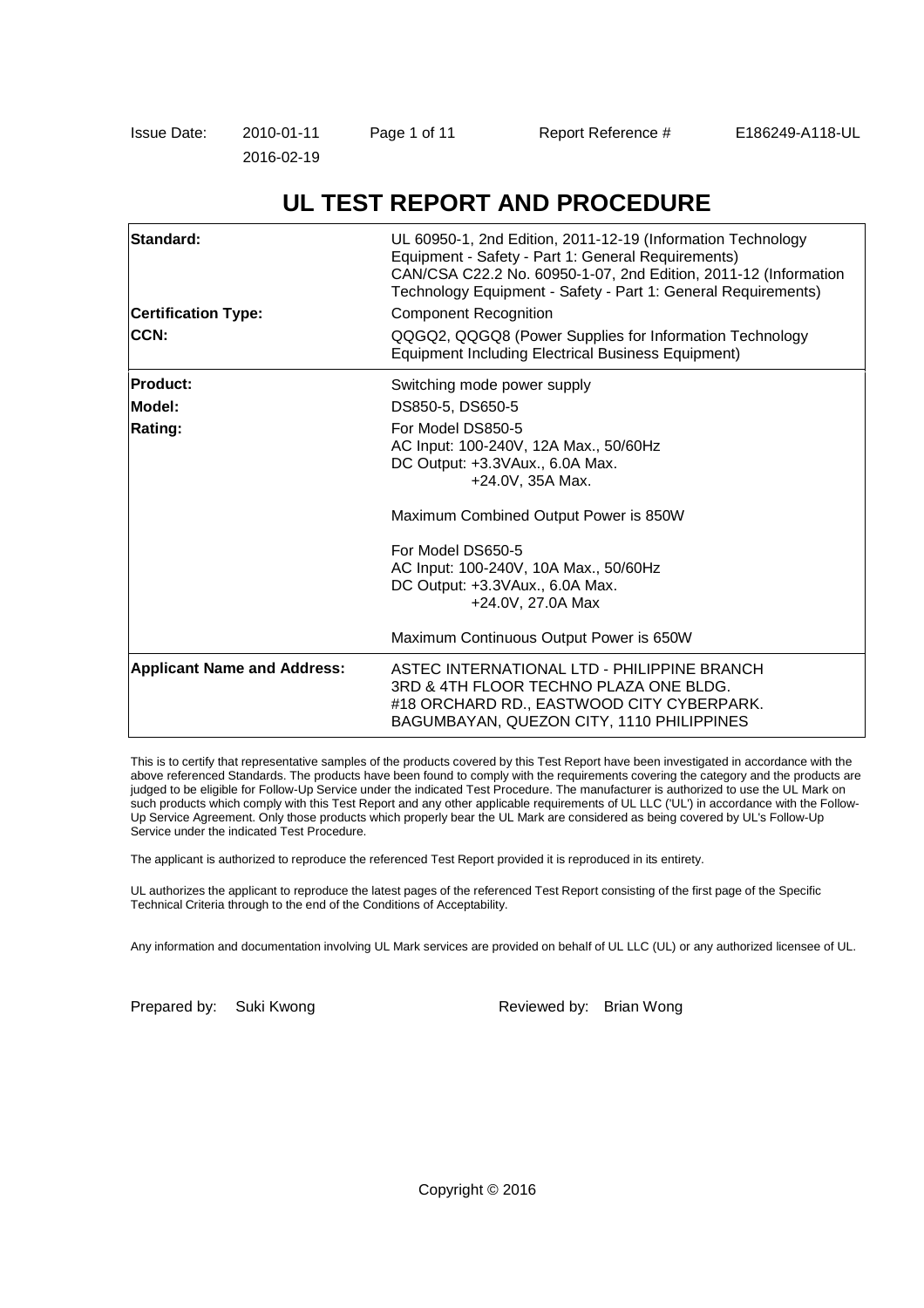Issue Date: 2010-01-11 2016-02-19

Report Reference # E186249-A118-UL

# UL TEST REPORT AND PROCEDURE

| | |
|---|---|
| **Standard:** | UL 60950-1, 2nd Edition, 2011-12-19 (Information Technology Equipment - Safety - Part 1: General Requirements) CAN/CSA C22.2 No. 60950-1-07, 2nd Edition, 2011-12 (Information Technology Equipment - Safety - Part 1: General Requirements) |
| **Certification Type:** | Component Recognition |
| **CCN:** | QQGQ2, QQGQ8 (Power Supplies for Information Technology Equipment Including Electrical Business Equipment) |
| **Product:** | Switching mode power supply |
| **Model:** | DS850-5, DS650-5 |
| **Rating:** | For Model DS850-5<br>AC Input: 100-240V, 12A Max., 50/60Hz<br>DC Output: +3.3VAux., 6.0A Max.<br>+24.0V, 35A Max.<br><br>Maximum Combined Output Power is 850W<br><br>For Model DS650-5<br>AC Input: 100-240V, 10A Max., 50/60Hz<br>DC Output: +3.3VAux., 6.0A Max.<br>+24.0V, 27.0A Max<br><br>Maximum Continuous Output Power is 650W |
| **Applicant Name and Address:** | ASTEC INTERNATIONAL LTD - PHILIPPINE BRANCH<br>3RD & 4TH FLOOR TECHNO PLAZA ONE BLDG.<br>#18 ORCHARD RD., EASTWOOD CITY CYBERPARK.<br>BAGUMBAYAN, QUEZON CITY, 1110 PHILIPPINES |

This is to certify that representative samples of the products covered by this Test Report have been investigated in accordance with the above referenced Standards. The products have been found to comply with the requirements covering the category and the products are judged to be eligible for Follow-Up Service under the indicated Test Procedure. The manufacturer is authorized to use the UL Mark on such products which comply with this Test Report and any other applicable requirements of UL LLC ('UL') in accordance with the Follow-Up Service Agreement. Only those products which properly bear the UL Mark are considered as being covered by UL's Follow-Up Service under the indicated Test Procedure.

The applicant is authorized to reproduce the referenced Test Report provided it is reproduced in its entirety.

UL authorizes the applicant to reproduce the latest pages of the referenced Test Report consisting of the first page of the Specific Technical Criteria through to the end of the Conditions of Acceptability.

Any information and documentation involving UL Mark services are provided on behalf of UL LLC (UL) or any authorized licensee of UL.

Prepared by: Suki Kwong

Reviewed by: Brian Wong

Copyright © 2016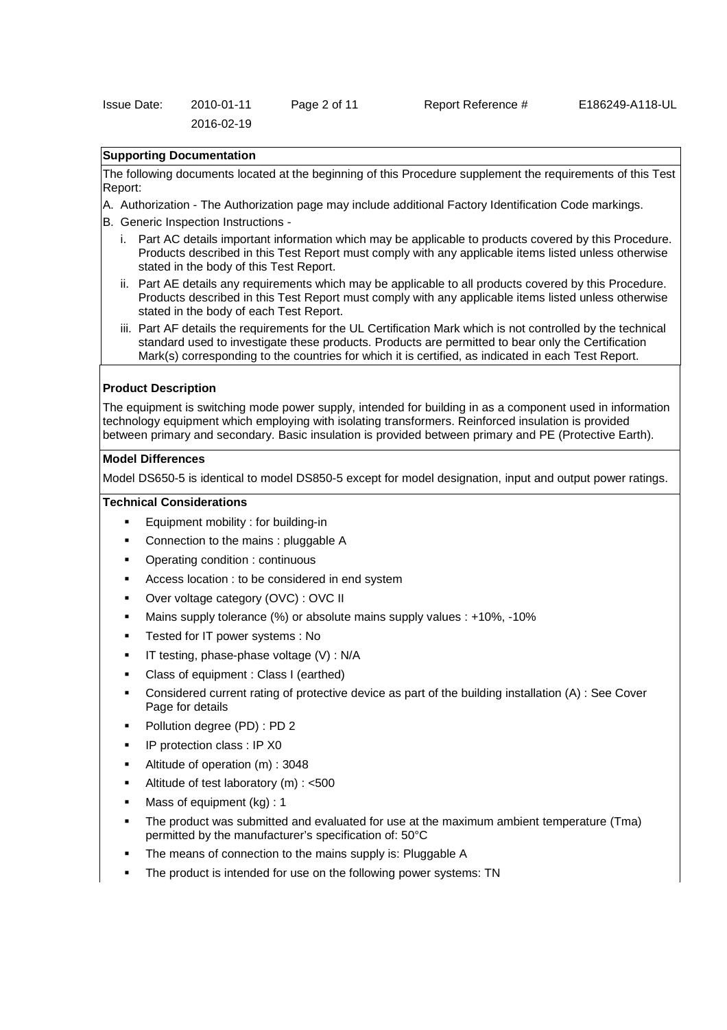**Supporting Documentation**

The following documents located at the beginning of this Procedure supplement the requirements of this Test Report:

A. Authorization - The Authorization page may include additional Factory Identification Code markings.

B. Generic Inspection Instructions -

   i. Part AC details important information which may be applicable to products covered by this Procedure. Products described in this Test Report must comply with any applicable items listed unless otherwise stated in the body of this Test Report.

   ii. Part AE details any requirements which may be applicable to all products covered by this Procedure. Products described in this Test Report must comply with any applicable items listed unless otherwise stated in the body of each Test Report.

   iii. Part AF details the requirements for the UL Certification Mark which is not controlled by the technical standard used to investigate these products. Products are permitted to bear only the Certification Mark(s) corresponding to the countries for which it is certified, as indicated in each Test Report.

**Product Description**

The equipment is switching mode power supply, intended for building in as a component used in information technology equipment which employing with isolating transformers. Reinforced insulation is provided between primary and secondary. Basic insulation is provided between primary and PE (Protective Earth).

**Model Differences**

Model DS650-5 is identical to model DS850-5 except for model designation, input and output power ratings.

**Technical Considerations**

- Equipment mobility : for building-in
- Connection to the mains : pluggable A
- Operating condition : continuous
- Access location : to be considered in end system
- Over voltage category (OVC) : OVC II
- Mains supply tolerance (%) or absolute mains supply values : +10%, -10%
- Tested for IT power systems : No
- IT testing, phase-phase voltage (V) : N/A
- Class of equipment : Class I (earthed)
- Considered current rating of protective device as part of the building installation (A) : See Cover Page for details
- Pollution degree (PD) : PD 2
- IP protection class : IP X0
- Altitude of operation (m) : 3048
- Altitude of test laboratory (m) : <500
- Mass of equipment (kg) : 1
- The product was submitted and evaluated for use at the maximum ambient temperature (Tma) permitted by the manufacturer's specification of: 50°C
- The means of connection to the mains supply is: Pluggable A
- The product is intended for use on the following power systems: TN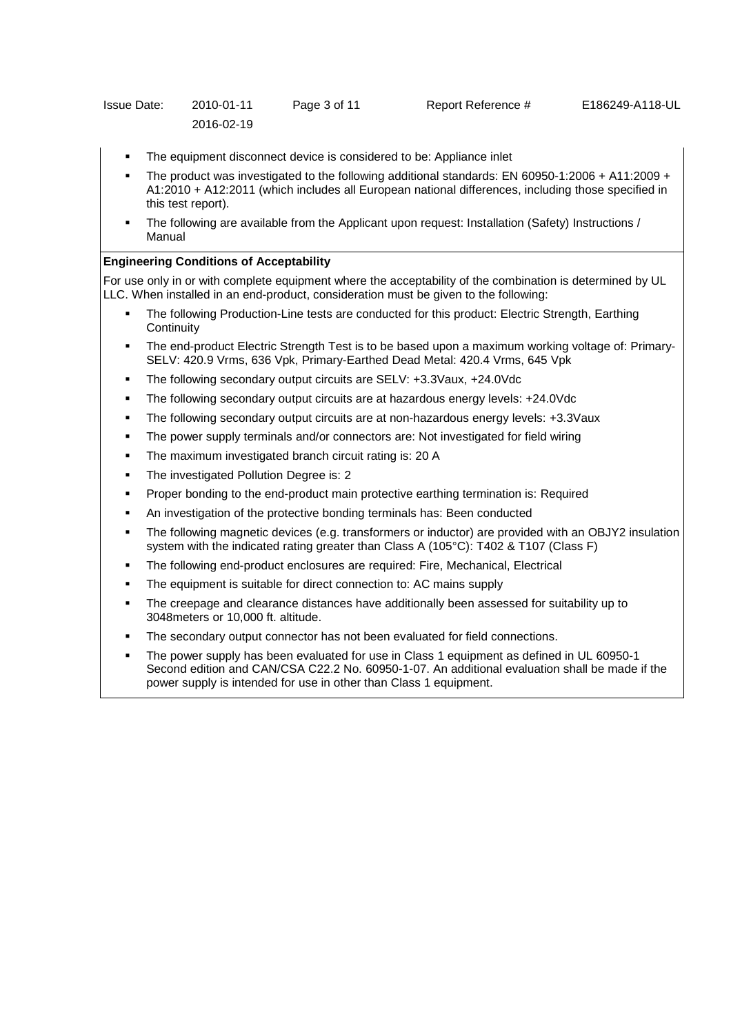- The equipment disconnect device is considered to be: Appliance inlet
- The product was investigated to the following additional standards: EN 60950-1:2006 + A11:2009 + A1:2010 + A12:2011 (which includes all European national differences, including those specified in this test report).
- The following are available from the Applicant upon request: Installation (Safety) Instructions / Manual

**Engineering Conditions of Acceptability**

For use only in or with complete equipment where the acceptability of the combination is determined by UL LLC. When installed in an end-product, consideration must be given to the following:

- The following Production-Line tests are conducted for this product: Electric Strength, Earthing Continuity
- The end-product Electric Strength Test is to be based upon a maximum working voltage of: Primary-SELV: 420.9 Vrms, 636 Vpk, Primary-Earthed Dead Metal: 420.4 Vrms, 645 Vpk
- The following secondary output circuits are SELV: +3.3Vaux, +24.0Vdc
- The following secondary output circuits are at hazardous energy levels: +24.0Vdc
- The following secondary output circuits are at non-hazardous energy levels: +3.3Vaux
- The power supply terminals and/or connectors are: Not investigated for field wiring
- The maximum investigated branch circuit rating is: 20 A
- The investigated Pollution Degree is: 2
- Proper bonding to the end-product main protective earthing termination is: Required
- An investigation of the protective bonding terminals has: Been conducted
- The following magnetic devices (e.g. transformers or inductor) are provided with an OBJY2 insulation system with the indicated rating greater than Class A (105°C): T402 & T107 (Class F)
- The following end-product enclosures are required: Fire, Mechanical, Electrical
- The equipment is suitable for direct connection to: AC mains supply
- The creepage and clearance distances have additionally been assessed for suitability up to 3048meters or 10,000 ft. altitude.
- The secondary output connector has not been evaluated for field connections.
- The power supply has been evaluated for use in Class 1 equipment as defined in UL 60950-1 Second edition and CAN/CSA C22.2 No. 60950-1-07. An additional evaluation shall be made if the power supply is intended for use in other than Class 1 equipment.